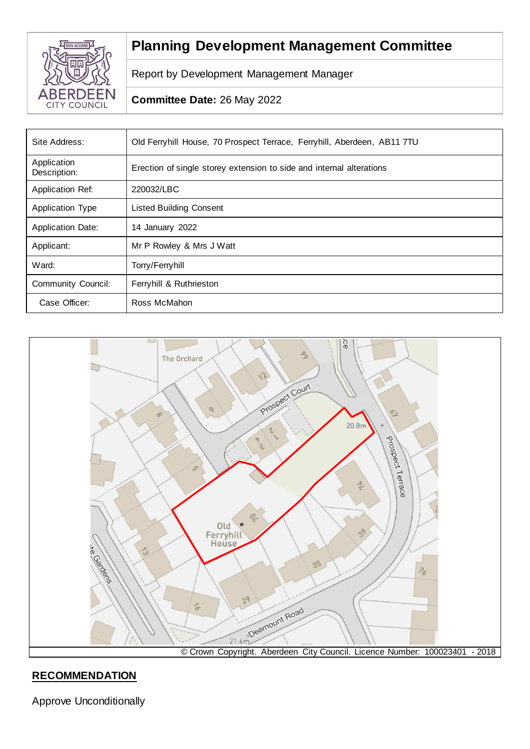# Planning Development Management Committee

Report by Development Management Manager

**Committee Date:** 26 May 2022

| | |
|---|---|
| Site Address: | Old Ferryhill House, 70 Prospect Terrace, Ferryhill, Aberdeen, AB11 7TU |
| Application Description: | Erection of single storey extension to side and internal alterations |
| Application Ref: | 220032/LBC |
| Application Type | Listed Building Consent |
| Application Date: | 14 January 2022 |
| Applicant: | Mr P Rowley & Mrs J Watt |
| Ward: | Torry/Ferryhill |
| Community Council: | Ferryhill & Ruthrieston |
| Case Officer: | Ross McMahon |

© Crown Copyright. Aberdeen City Council. Licence Number: 100023401 - 2018

## RECOMMENDATION

Approve Unconditionally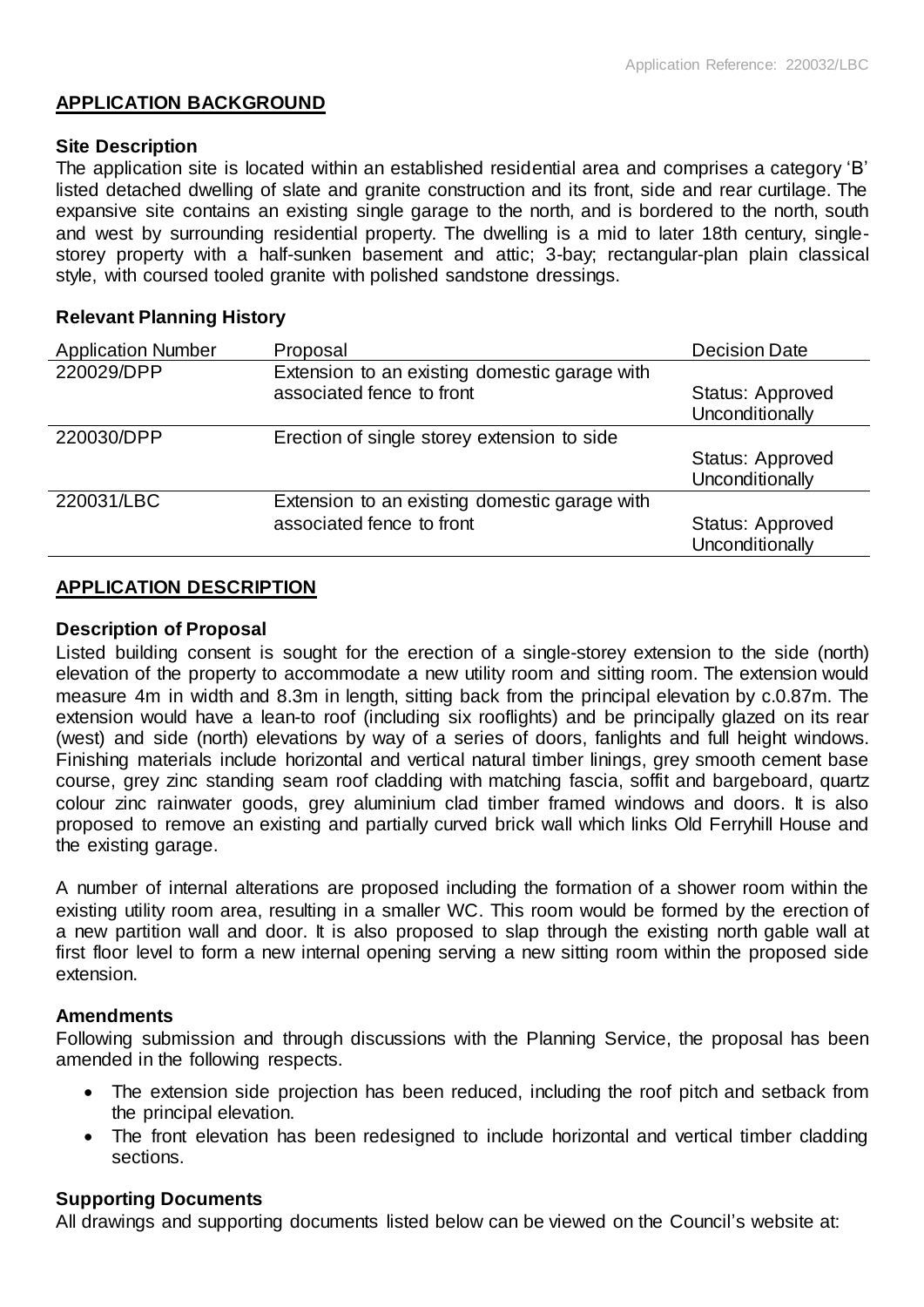## APPLICATION BACKGROUND

### Site Description

The application site is located within an established residential area and comprises a category 'B' listed detached dwelling of slate and granite construction and its front, side and rear curtilage. The expansive site contains an existing single garage to the north, and is bordered to the north, south and west by surrounding residential property. The dwelling is a mid to later 18th century, single-storey property with a half-sunken basement and attic; 3-bay; rectangular-plan plain classical style, with coursed tooled granite with polished sandstone dressings.

### Relevant Planning History

| Application Number | Proposal | Decision Date |
|---|---|---|
| 220029/DPP | Extension to an existing domestic garage with associated fence to front | Status: Approved Unconditionally |
| 220030/DPP | Erection of single storey extension to side | Status: Approved Unconditionally |
| 220031/LBC | Extension to an existing domestic garage with associated fence to front | Status: Approved Unconditionally |

## APPLICATION DESCRIPTION

### Description of Proposal

Listed building consent is sought for the erection of a single-storey extension to the side (north) elevation of the property to accommodate a new utility room and sitting room. The extension would measure 4m in width and 8.3m in length, sitting back from the principal elevation by c.0.87m. The extension would have a lean-to roof (including six rooflights) and be principally glazed on its rear (west) and side (north) elevations by way of a series of doors, fanlights and full height windows. Finishing materials include horizontal and vertical natural timber linings, grey smooth cement base course, grey zinc standing seam roof cladding with matching fascia, soffit and bargeboard, quartz colour zinc rainwater goods, grey aluminium clad timber framed windows and doors. It is also proposed to remove an existing and partially curved brick wall which links Old Ferryhill House and the existing garage.

A number of internal alterations are proposed including the formation of a shower room within the existing utility room area, resulting in a smaller WC. This room would be formed by the erection of a new partition wall and door. It is also proposed to slap through the existing north gable wall at first floor level to form a new internal opening serving a new sitting room within the proposed side extension.

### Amendments

Following submission and through discussions with the Planning Service, the proposal has been amended in the following respects.

- The extension side projection has been reduced, including the roof pitch and setback from the principal elevation.
- The front elevation has been redesigned to include horizontal and vertical timber cladding sections.

### Supporting Documents

All drawings and supporting documents listed below can be viewed on the Council's website at: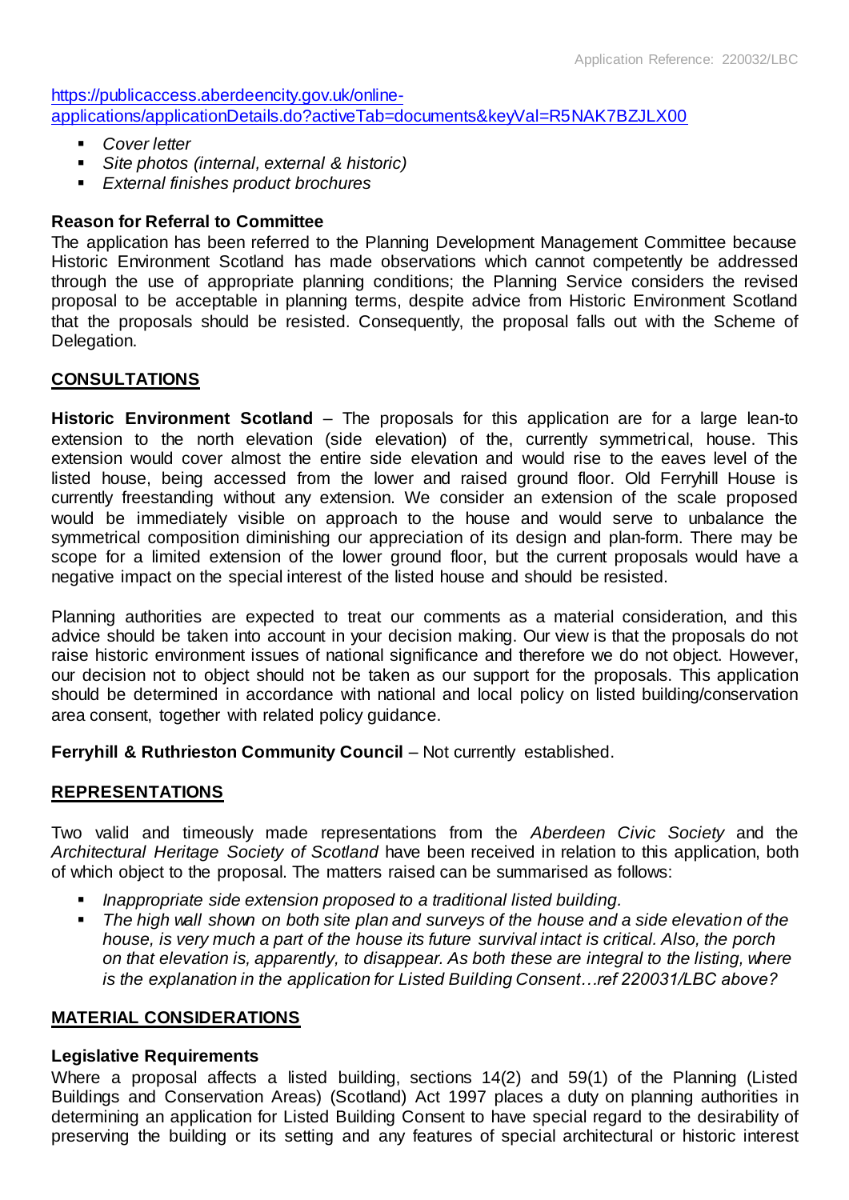[https://publicaccess.aberdeencity.gov.uk/online-applications/applicationDetails.do?activeTab=documents&keyVal=R5NAK7BZJLX00](https://publicaccess.aberdeencity.gov.uk/online-applications/applicationDetails.do?activeTab=documents&keyVal=R5NAK7BZJLX00)

- *Cover letter*
- *Site photos (internal, external & historic)*
- *External finishes product brochures*

**Reason for Referral to Committee**

The application has been referred to the Planning Development Management Committee because Historic Environment Scotland has made observations which cannot competently be addressed through the use of appropriate planning conditions; the Planning Service considers the revised proposal to be acceptable in planning terms, despite advice from Historic Environment Scotland that the proposals should be resisted. Consequently, the proposal falls out with the Scheme of Delegation.

## CONSULTATIONS

**Historic Environment Scotland** – The proposals for this application are for a large lean-to extension to the north elevation (side elevation) of the, currently symmetrical, house. This extension would cover almost the entire side elevation and would rise to the eaves level of the listed house, being accessed from the lower and raised ground floor. Old Ferryhill House is currently freestanding without any extension. We consider an extension of the scale proposed would be immediately visible on approach to the house and would serve to unbalance the symmetrical composition diminishing our appreciation of its design and plan-form. There may be scope for a limited extension of the lower ground floor, but the current proposals would have a negative impact on the special interest of the listed house and should be resisted.

Planning authorities are expected to treat our comments as a material consideration, and this advice should be taken into account in your decision making. Our view is that the proposals do not raise historic environment issues of national significance and therefore we do not object. However, our decision not to object should not be taken as our support for the proposals. This application should be determined in accordance with national and local policy on listed building/conservation area consent, together with related policy guidance.

**Ferryhill & Ruthrieston Community Council** – Not currently established.

## REPRESENTATIONS

Two valid and timeously made representations from the *Aberdeen Civic Society* and the *Architectural Heritage Society of Scotland* have been received in relation to this application, both of which object to the proposal. The matters raised can be summarised as follows:

- *Inappropriate side extension proposed to a traditional listed building.*
- *The high wall shown on both site plan and surveys of the house and a side elevation of the house, is very much a part of the house its future survival intact is critical. Also, the porch on that elevation is, apparently, to disappear. As both these are integral to the listing, where is the explanation in the application for Listed Building Consent…ref 220031/LBC above?*

## MATERIAL CONSIDERATIONS

**Legislative Requirements**

Where a proposal affects a listed building, sections 14(2) and 59(1) of the Planning (Listed Buildings and Conservation Areas) (Scotland) Act 1997 places a duty on planning authorities in determining an application for Listed Building Consent to have special regard to the desirability of preserving the building or its setting and any features of special architectural or historic interest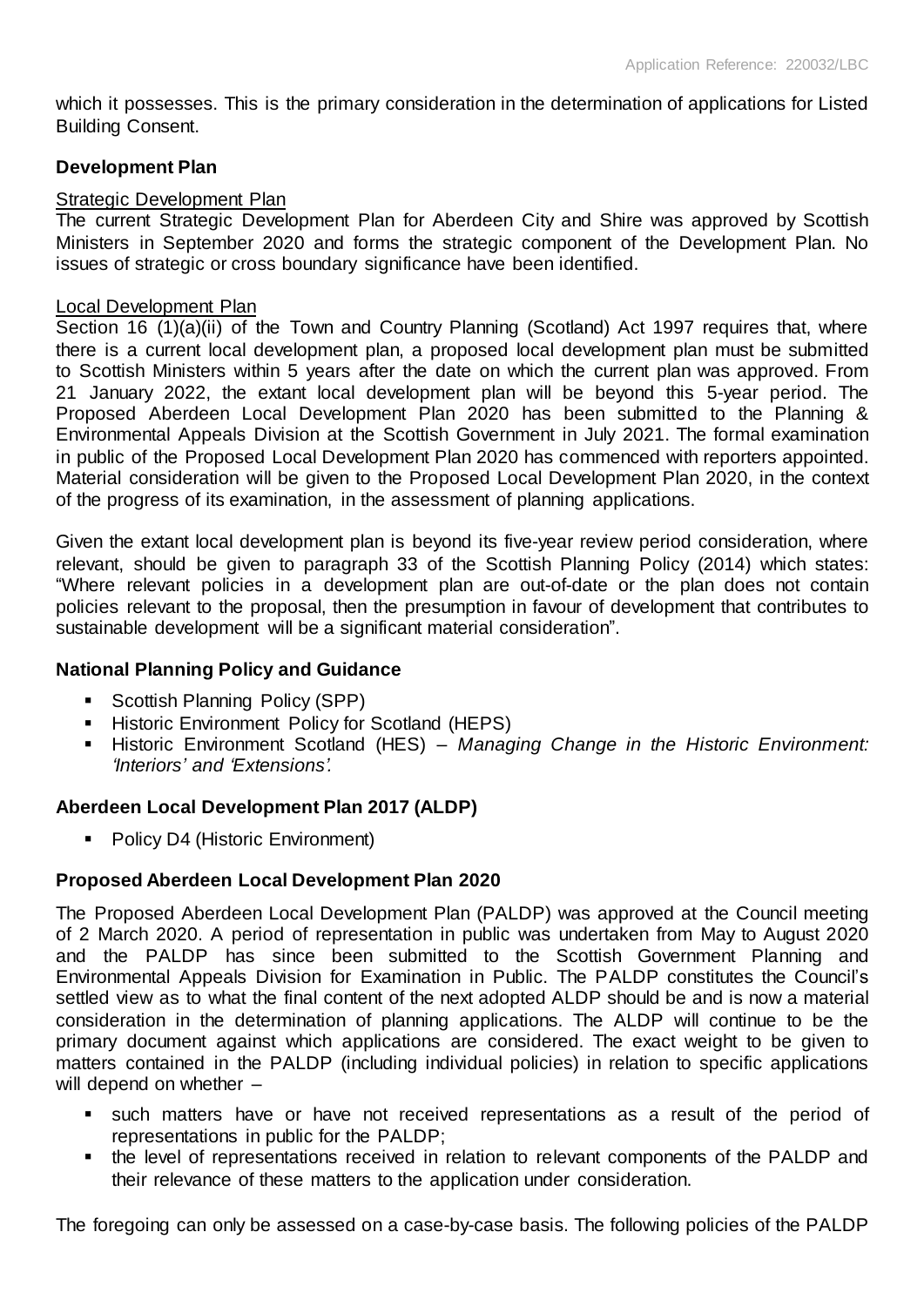which it possesses. This is the primary consideration in the determination of applications for Listed Building Consent.

## Development Plan

### Strategic Development Plan

The current Strategic Development Plan for Aberdeen City and Shire was approved by Scottish Ministers in September 2020 and forms the strategic component of the Development Plan. No issues of strategic or cross boundary significance have been identified.

### Local Development Plan

Section 16 (1)(a)(ii) of the Town and Country Planning (Scotland) Act 1997 requires that, where there is a current local development plan, a proposed local development plan must be submitted to Scottish Ministers within 5 years after the date on which the current plan was approved. From 21 January 2022, the extant local development plan will be beyond this 5-year period. The Proposed Aberdeen Local Development Plan 2020 has been submitted to the Planning & Environmental Appeals Division at the Scottish Government in July 2021. The formal examination in public of the Proposed Local Development Plan 2020 has commenced with reporters appointed. Material consideration will be given to the Proposed Local Development Plan 2020, in the context of the progress of its examination, in the assessment of planning applications.

Given the extant local development plan is beyond its five-year review period consideration, where relevant, should be given to paragraph 33 of the Scottish Planning Policy (2014) which states: "Where relevant policies in a development plan are out-of-date or the plan does not contain policies relevant to the proposal, then the presumption in favour of development that contributes to sustainable development will be a significant material consideration".

## National Planning Policy and Guidance

- Scottish Planning Policy (SPP)
- Historic Environment Policy for Scotland (HEPS)
- Historic Environment Scotland (HES) – *Managing Change in the Historic Environment: 'Interiors' and 'Extensions'.*

## Aberdeen Local Development Plan 2017 (ALDP)

- Policy D4 (Historic Environment)

## Proposed Aberdeen Local Development Plan 2020

The Proposed Aberdeen Local Development Plan (PALDP) was approved at the Council meeting of 2 March 2020. A period of representation in public was undertaken from May to August 2020 and the PALDP has since been submitted to the Scottish Government Planning and Environmental Appeals Division for Examination in Public. The PALDP constitutes the Council's settled view as to what the final content of the next adopted ALDP should be and is now a material consideration in the determination of planning applications. The ALDP will continue to be the primary document against which applications are considered. The exact weight to be given to matters contained in the PALDP (including individual policies) in relation to specific applications will depend on whether –

- such matters have or have not received representations as a result of the period of representations in public for the PALDP;
- the level of representations received in relation to relevant components of the PALDP and their relevance of these matters to the application under consideration.

The foregoing can only be assessed on a case-by-case basis. The following policies of the PALDP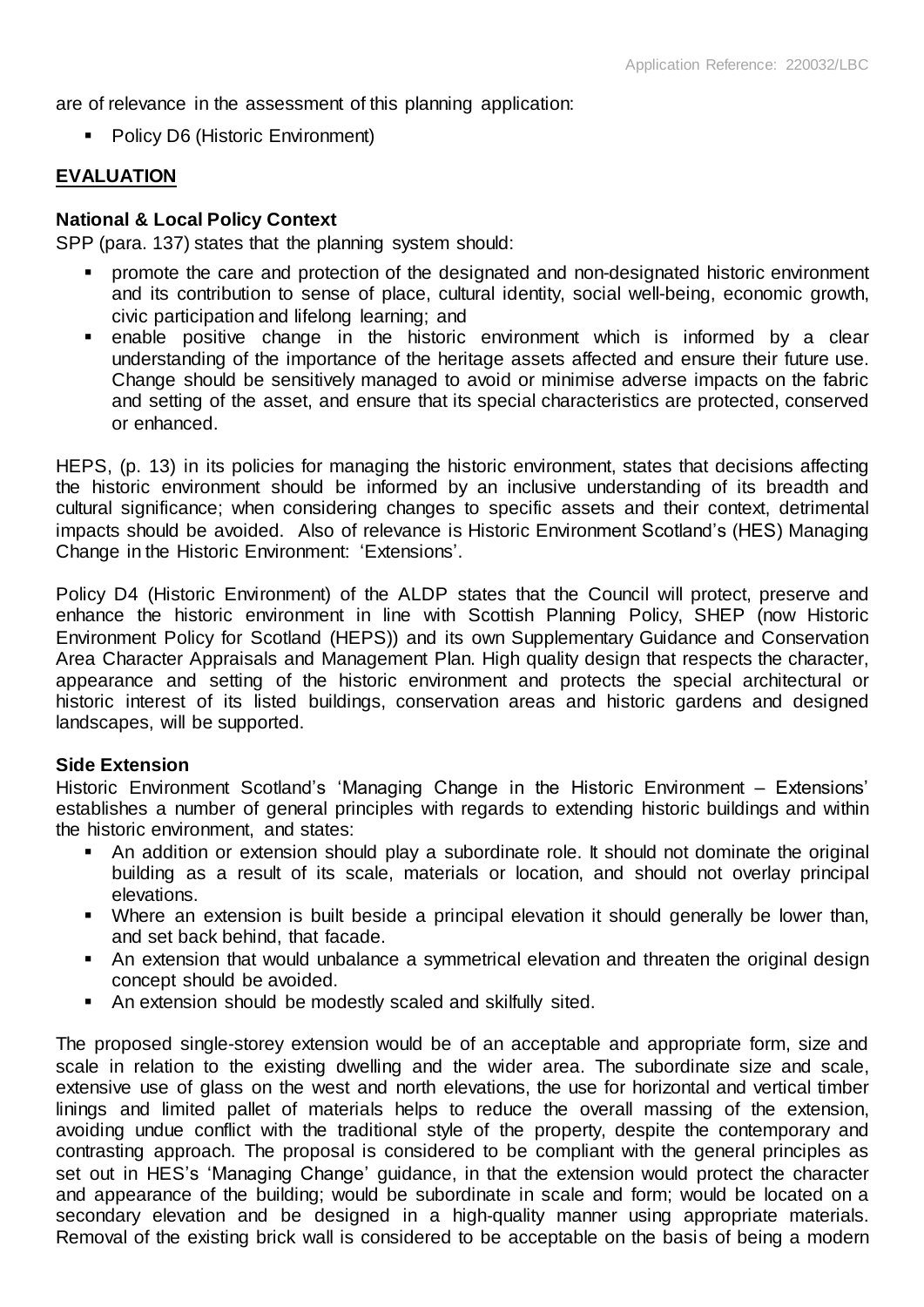are of relevance in the assessment of this planning application:

- Policy D6 (Historic Environment)

## EVALUATION

### National & Local Policy Context

SPP (para. 137) states that the planning system should:

- promote the care and protection of the designated and non-designated historic environment and its contribution to sense of place, cultural identity, social well-being, economic growth, civic participation and lifelong learning; and
- enable positive change in the historic environment which is informed by a clear understanding of the importance of the heritage assets affected and ensure their future use. Change should be sensitively managed to avoid or minimise adverse impacts on the fabric and setting of the asset, and ensure that its special characteristics are protected, conserved or enhanced.

HEPS, (p. 13) in its policies for managing the historic environment, states that decisions affecting the historic environment should be informed by an inclusive understanding of its breadth and cultural significance; when considering changes to specific assets and their context, detrimental impacts should be avoided. Also of relevance is Historic Environment Scotland's (HES) Managing Change in the Historic Environment: 'Extensions'.

Policy D4 (Historic Environment) of the ALDP states that the Council will protect, preserve and enhance the historic environment in line with Scottish Planning Policy, SHEP (now Historic Environment Policy for Scotland (HEPS)) and its own Supplementary Guidance and Conservation Area Character Appraisals and Management Plan. High quality design that respects the character, appearance and setting of the historic environment and protects the special architectural or historic interest of its listed buildings, conservation areas and historic gardens and designed landscapes, will be supported.

### Side Extension

Historic Environment Scotland's 'Managing Change in the Historic Environment – Extensions' establishes a number of general principles with regards to extending historic buildings and within the historic environment, and states:

- An addition or extension should play a subordinate role. It should not dominate the original building as a result of its scale, materials or location, and should not overlay principal elevations.
- Where an extension is built beside a principal elevation it should generally be lower than, and set back behind, that facade.
- An extension that would unbalance a symmetrical elevation and threaten the original design concept should be avoided.
- An extension should be modestly scaled and skilfully sited.

The proposed single-storey extension would be of an acceptable and appropriate form, size and scale in relation to the existing dwelling and the wider area. The subordinate size and scale, extensive use of glass on the west and north elevations, the use for horizontal and vertical timber linings and limited pallet of materials helps to reduce the overall massing of the extension, avoiding undue conflict with the traditional style of the property, despite the contemporary and contrasting approach. The proposal is considered to be compliant with the general principles as set out in HES's 'Managing Change' guidance, in that the extension would protect the character and appearance of the building; would be subordinate in scale and form; would be located on a secondary elevation and be designed in a high-quality manner using appropriate materials. Removal of the existing brick wall is considered to be acceptable on the basis of being a modern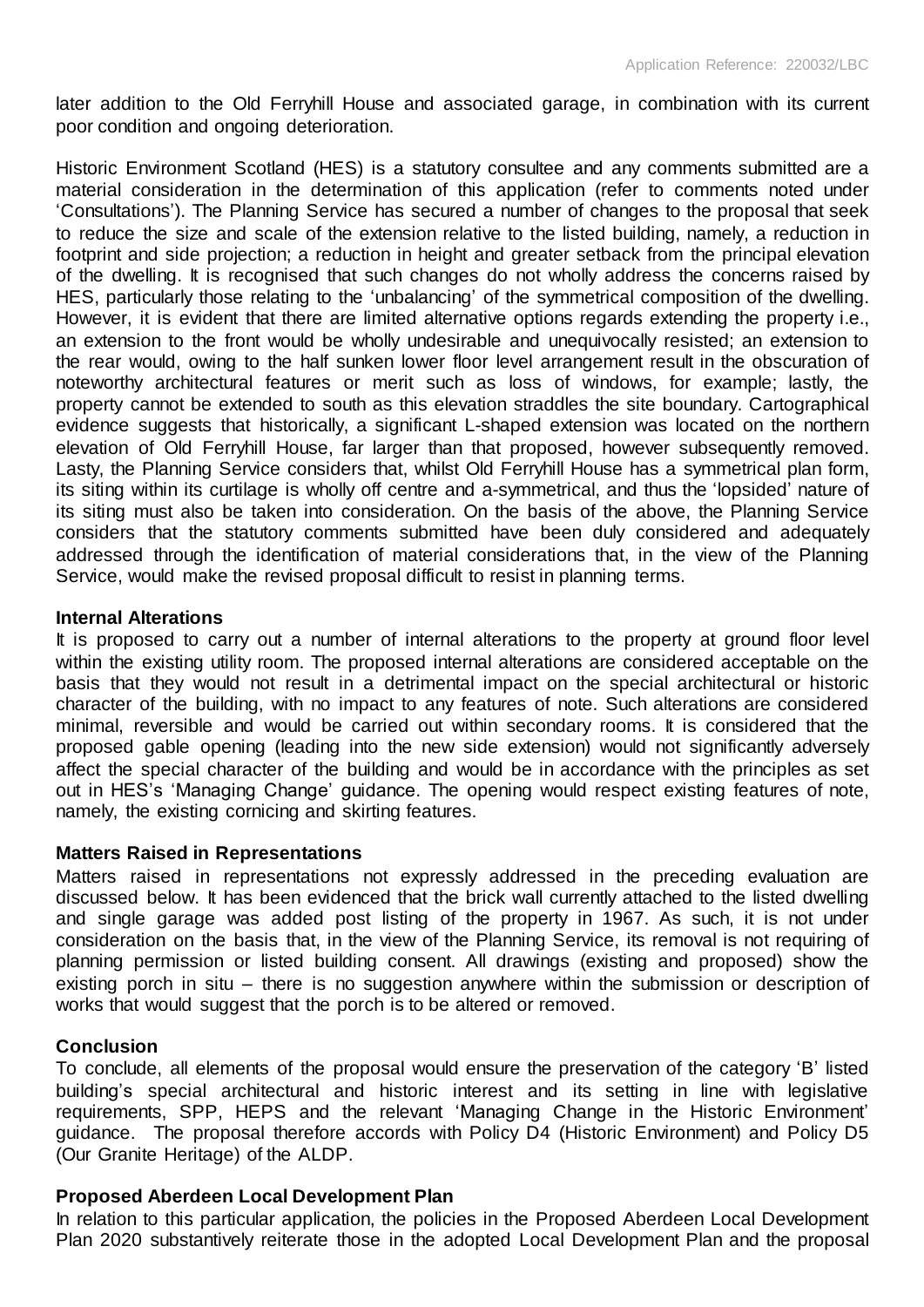later addition to the Old Ferryhill House and associated garage, in combination with its current poor condition and ongoing deterioration.

Historic Environment Scotland (HES) is a statutory consultee and any comments submitted are a material consideration in the determination of this application (refer to comments noted under 'Consultations'). The Planning Service has secured a number of changes to the proposal that seek to reduce the size and scale of the extension relative to the listed building, namely, a reduction in footprint and side projection; a reduction in height and greater setback from the principal elevation of the dwelling. It is recognised that such changes do not wholly address the concerns raised by HES, particularly those relating to the 'unbalancing' of the symmetrical composition of the dwelling. However, it is evident that there are limited alternative options regards extending the property i.e., an extension to the front would be wholly undesirable and unequivocally resisted; an extension to the rear would, owing to the half sunken lower floor level arrangement result in the obscuration of noteworthy architectural features or merit such as loss of windows, for example; lastly, the property cannot be extended to south as this elevation straddles the site boundary. Cartographical evidence suggests that historically, a significant L-shaped extension was located on the northern elevation of Old Ferryhill House, far larger than that proposed, however subsequently removed. Lasty, the Planning Service considers that, whilst Old Ferryhill House has a symmetrical plan form, its siting within its curtilage is wholly off centre and a-symmetrical, and thus the 'lopsided' nature of its siting must also be taken into consideration. On the basis of the above, the Planning Service considers that the statutory comments submitted have been duly considered and adequately addressed through the identification of material considerations that, in the view of the Planning Service, would make the revised proposal difficult to resist in planning terms.

**Internal Alterations**

It is proposed to carry out a number of internal alterations to the property at ground floor level within the existing utility room. The proposed internal alterations are considered acceptable on the basis that they would not result in a detrimental impact on the special architectural or historic character of the building, with no impact to any features of note. Such alterations are considered minimal, reversible and would be carried out within secondary rooms. It is considered that the proposed gable opening (leading into the new side extension) would not significantly adversely affect the special character of the building and would be in accordance with the principles as set out in HES's 'Managing Change' guidance. The opening would respect existing features of note, namely, the existing cornicing and skirting features.

**Matters Raised in Representations**

Matters raised in representations not expressly addressed in the preceding evaluation are discussed below. It has been evidenced that the brick wall currently attached to the listed dwelling and single garage was added post listing of the property in 1967. As such, it is not under consideration on the basis that, in the view of the Planning Service, its removal is not requiring of planning permission or listed building consent. All drawings (existing and proposed) show the existing porch in situ – there is no suggestion anywhere within the submission or description of works that would suggest that the porch is to be altered or removed.

**Conclusion**

To conclude, all elements of the proposal would ensure the preservation of the category 'B' listed building's special architectural and historic interest and its setting in line with legislative requirements, SPP, HEPS and the relevant 'Managing Change in the Historic Environment' guidance. The proposal therefore accords with Policy D4 (Historic Environment) and Policy D5 (Our Granite Heritage) of the ALDP.

**Proposed Aberdeen Local Development Plan**

In relation to this particular application, the policies in the Proposed Aberdeen Local Development Plan 2020 substantively reiterate those in the adopted Local Development Plan and the proposal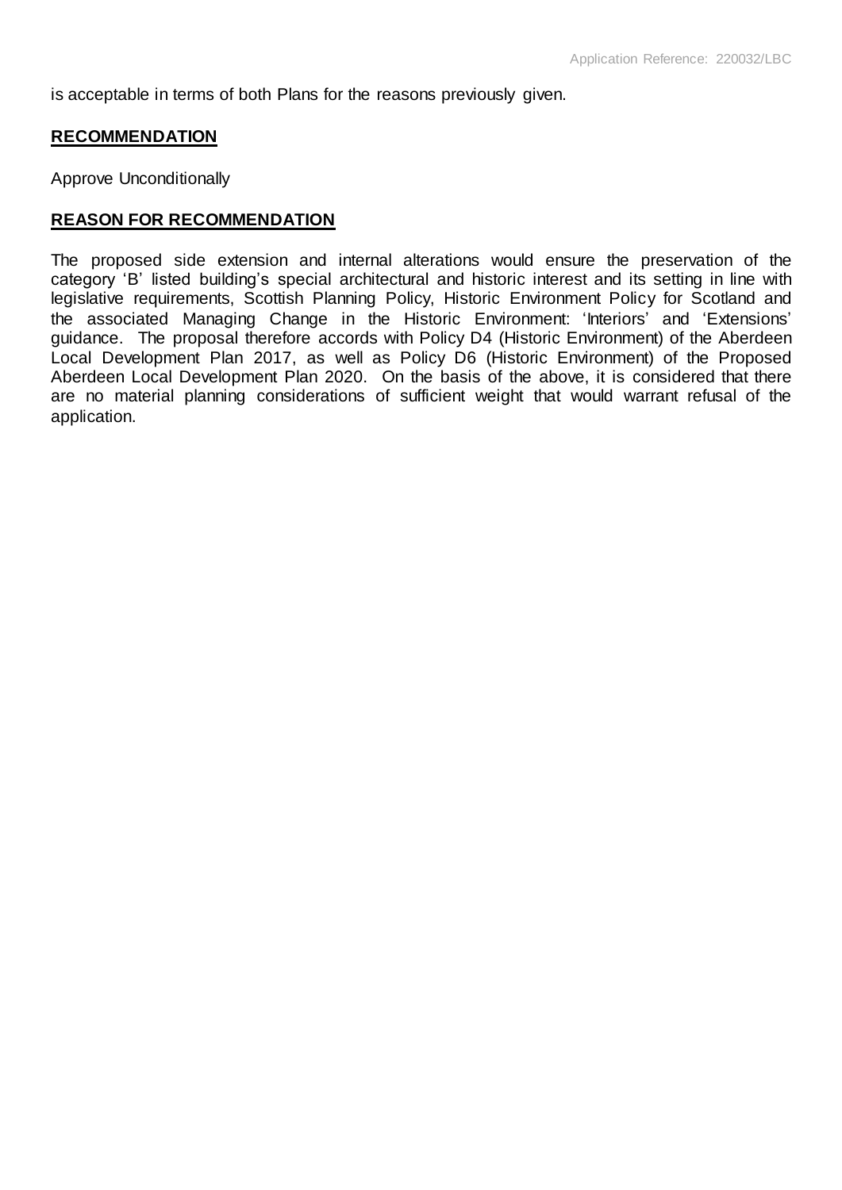is acceptable in terms of both Plans for the reasons previously given.

## RECOMMENDATION

Approve Unconditionally

## REASON FOR RECOMMENDATION

The proposed side extension and internal alterations would ensure the preservation of the category 'B' listed building's special architectural and historic interest and its setting in line with legislative requirements, Scottish Planning Policy, Historic Environment Policy for Scotland and the associated Managing Change in the Historic Environment: 'Interiors' and 'Extensions' guidance. The proposal therefore accords with Policy D4 (Historic Environment) of the Aberdeen Local Development Plan 2017, as well as Policy D6 (Historic Environment) of the Proposed Aberdeen Local Development Plan 2020. On the basis of the above, it is considered that there are no material planning considerations of sufficient weight that would warrant refusal of the application.